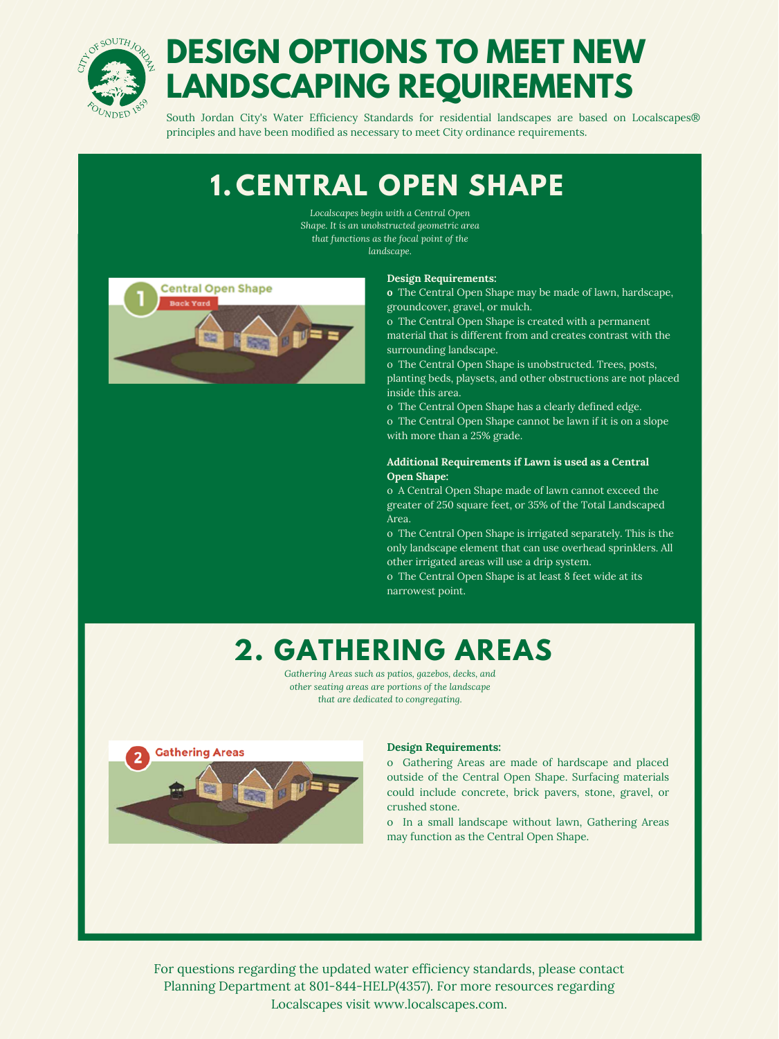# DESIGN OPTIONS TO MEET NEW LANDSCAPING REQUIREMENTS

South Jordan City's Water Efficiency Standards for residential landscapes are based on Localscapes® principles and have been modified as necessary to meet City ordinance requirements.

## 1. CENTRAL OPEN SHAPE

*Localscapes begin with a Central Open Shape. It is an unobstructed geometric area that functions as the focal point of the landscape.*

**Design Requirements:**

- The Central Open Shape may be made of lawn, hardscape, groundcover, gravel, or mulch.
- The Central Open Shape is created with a permanent material that is different from and creates contrast with the surrounding landscape.
- The Central Open Shape is unobstructed. Trees, posts, planting beds, playsets, and other obstructions are not placed inside this area.
- The Central Open Shape has a clearly defined edge.
- The Central Open Shape cannot be lawn if it is on a slope with more than a 25% grade.

**Additional Requirements if Lawn is used as a Central Open Shape:**

- A Central Open Shape made of lawn cannot exceed the greater of 250 square feet, or 35% of the Total Landscaped Area.
- The Central Open Shape is irrigated separately. This is the only landscape element that can use overhead sprinklers. All other irrigated areas will use a drip system.
- The Central Open Shape is at least 8 feet wide at its narrowest point.

## 2. GATHERING AREAS

*Gathering Areas such as patios, gazebos, decks, and other seating areas are portions of the landscape that are dedicated to congregating.*

**Design Requirements:**

- Gathering Areas are made of hardscape and placed outside of the Central Open Shape. Surfacing materials could include concrete, brick pavers, stone, gravel, or crushed stone.
- In a small landscape without lawn, Gathering Areas may function as the Central Open Shape.

For questions regarding the updated water efficiency standards, please contact Planning Department at 801-844-HELP(4357). For more resources regarding Localscapes visit www.localscapes.com.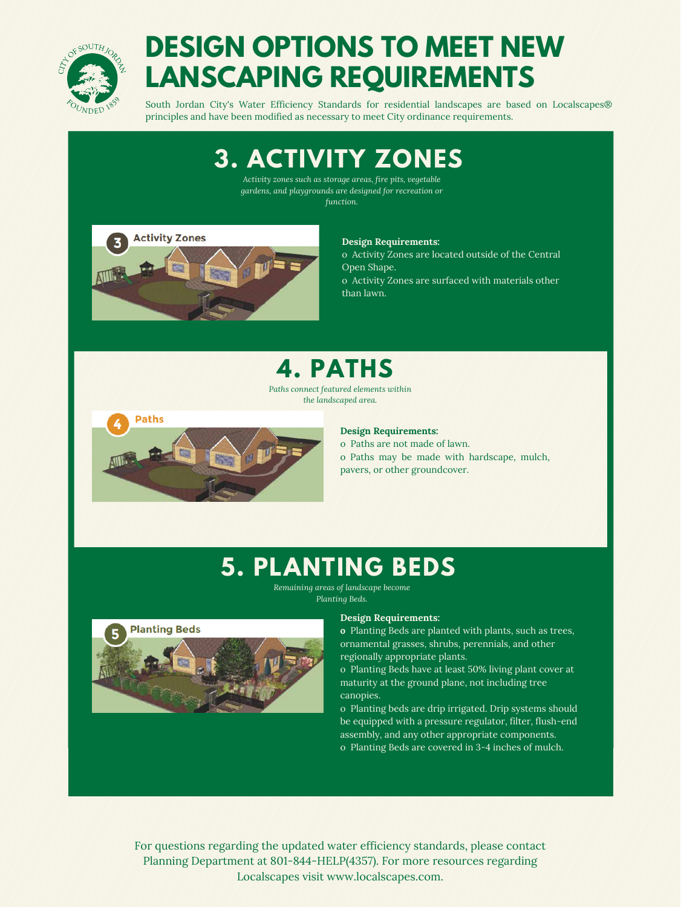# DESIGN OPTIONS TO MEET NEW LANSCAPING REQUIREMENTS

South Jordan City's Water Efficiency Standards for residential landscapes are based on Localscapes® principles and have been modified as necessary to meet City ordinance requirements.

## 3. ACTIVITY ZONES

*Activity zones such as storage areas, fire pits, vegetable gardens, and playgrounds are designed for recreation or function.*

**Design Requirements:**

o Activity Zones are located outside of the Central Open Shape.

o Activity Zones are surfaced with materials other than lawn.

## 4. PATHS

*Paths connect featured elements within the landscaped area.*

**Design Requirements:**

o Paths are not made of lawn.

o Paths may be made with hardscape, mulch, pavers, or other groundcover.

## 5. PLANTING BEDS

*Remaining areas of landscape become Planting Beds.*

**Design Requirements:**

o Planting Beds are planted with plants, such as trees, ornamental grasses, shrubs, perennials, and other regionally appropriate plants.

o Planting Beds have at least 50% living plant cover at maturity at the ground plane, not including tree canopies.

o Planting beds are drip irrigated. Drip systems should be equipped with a pressure regulator, filter, flush-end assembly, and any other appropriate components.

o Planting Beds are covered in 3-4 inches of mulch.

For questions regarding the updated water efficiency standards, please contact Planning Department at 801-844-HELP(4357). For more resources regarding Localscapes visit www.localscapes.com.